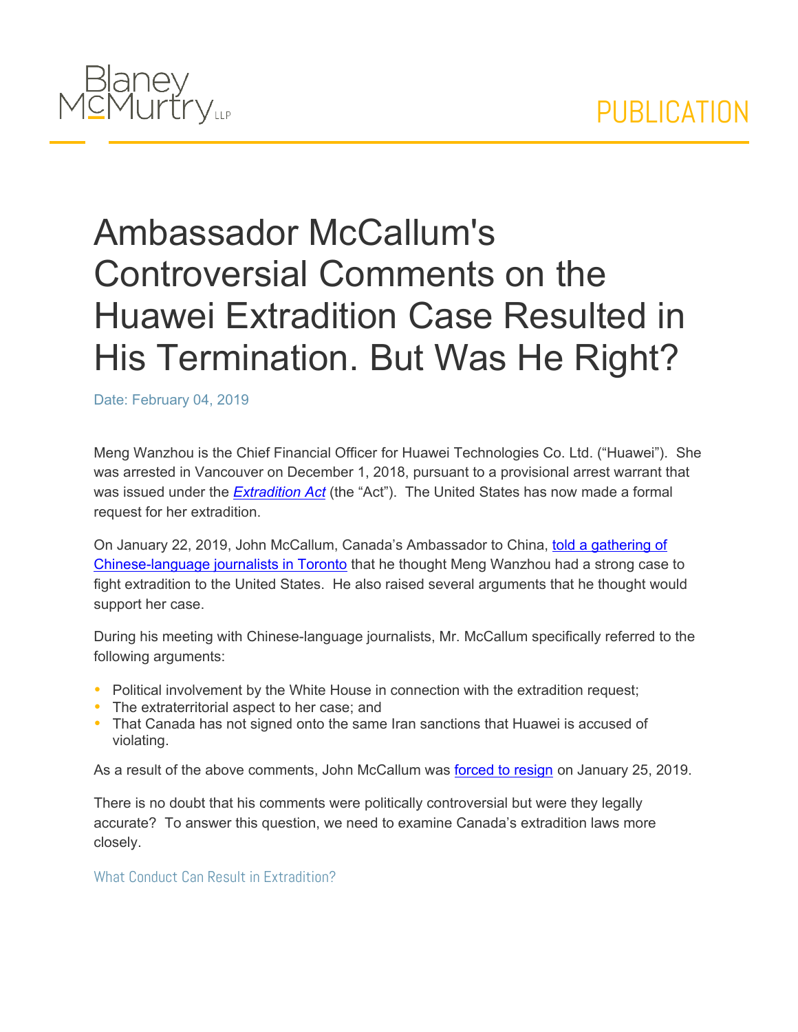Blaney McMurtry LLP

PUBLICATION

# Ambassador McCallum's Controversial Comments on the Huawei Extradition Case Resulted in His Termination. But Was He Right?

Date: February 04, 2019

Meng Wanzhou is the Chief Financial Officer for Huawei Technologies Co. Ltd. ("Huawei"). She was arrested in Vancouver on December 1, 2018, pursuant to a provisional arrest warrant that was issued under the *Extradition Act* (the "Act"). The United States has now made a formal request for her extradition.

On January 22, 2019, John McCallum, Canada's Ambassador to China, told a gathering of Chinese-language journalists in Toronto that he thought Meng Wanzhou had a strong case to fight extradition to the United States. He also raised several arguments that he thought would support her case.

During his meeting with Chinese-language journalists, Mr. McCallum specifically referred to the following arguments:

- Political involvement by the White House in connection with the extradition request;
- The extraterritorial aspect to her case; and
- That Canada has not signed onto the same Iran sanctions that Huawei is accused of violating.

As a result of the above comments, John McCallum was forced to resign on January 25, 2019.

There is no doubt that his comments were politically controversial but were they legally accurate? To answer this question, we need to examine Canada's extradition laws more closely.

## What Conduct Can Result in Extradition?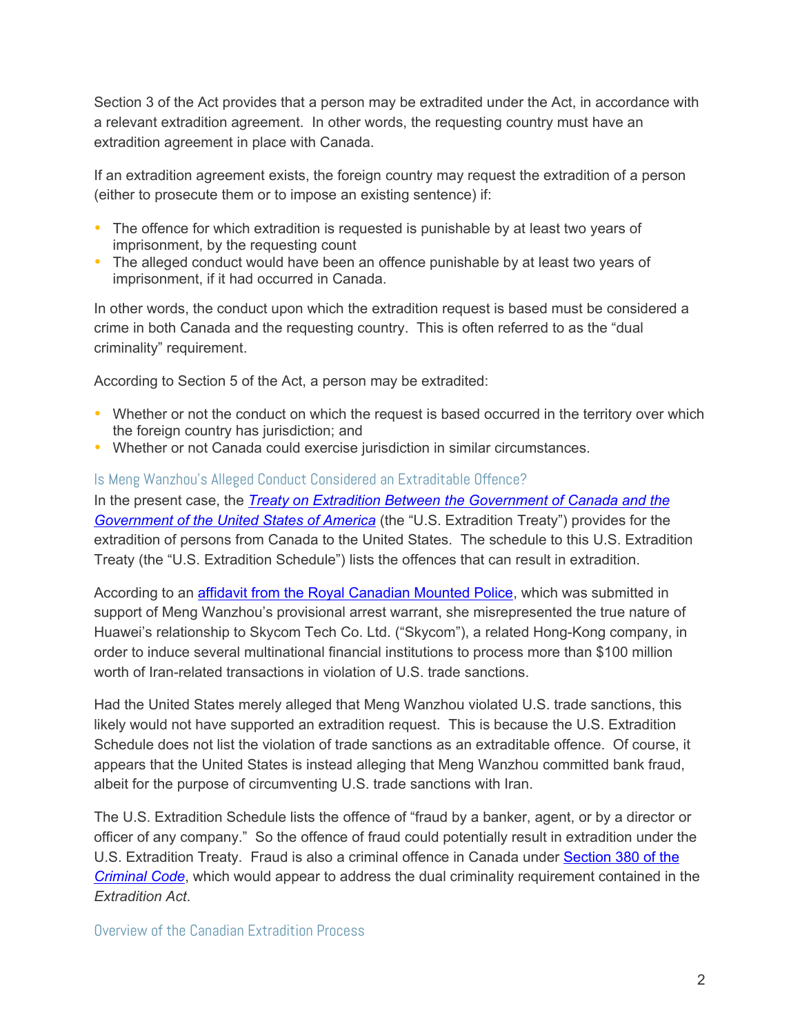Section 3 of the Act provides that a person may be extradited under the Act, in accordance with a relevant extradition agreement. In other words, the requesting country must have an extradition agreement in place with Canada.

If an extradition agreement exists, the foreign country may request the extradition of a person (either to prosecute them or to impose an existing sentence) if:

- The offence for which extradition is requested is punishable by at least two years of imprisonment, by the requesting count
- The alleged conduct would have been an offence punishable by at least two years of imprisonment, if it had occurred in Canada.

In other words, the conduct upon which the extradition request is based must be considered a crime in both Canada and the requesting country. This is often referred to as the "dual criminality" requirement.

According to Section 5 of the Act, a person may be extradited:

- Whether or not the conduct on which the request is based occurred in the territory over which the foreign country has jurisdiction; and
- Whether or not Canada could exercise jurisdiction in similar circumstances.

### Is Meng Wanzhou's Alleged Conduct Considered an Extraditable Offence?

In the present case, the ***Treaty on Extradition Between the Government of Canada and the Government of the United States of America*** (the "U.S. Extradition Treaty") provides for the extradition of persons from Canada to the United States. The schedule to this U.S. Extradition Treaty (the "U.S. Extradition Schedule") lists the offences that can result in extradition.

According to an affidavit from the Royal Canadian Mounted Police, which was submitted in support of Meng Wanzhou's provisional arrest warrant, she misrepresented the true nature of Huawei's relationship to Skycom Tech Co. Ltd. ("Skycom"), a related Hong-Kong company, in order to induce several multinational financial institutions to process more than $100 million worth of Iran-related transactions in violation of U.S. trade sanctions.

Had the United States merely alleged that Meng Wanzhou violated U.S. trade sanctions, this likely would not have supported an extradition request. This is because the U.S. Extradition Schedule does not list the violation of trade sanctions as an extraditable offence. Of course, it appears that the United States is instead alleging that Meng Wanzhou committed bank fraud, albeit for the purpose of circumventing U.S. trade sanctions with Iran.

The U.S. Extradition Schedule lists the offence of "fraud by a banker, agent, or by a director or officer of any company." So the offence of fraud could potentially result in extradition under the U.S. Extradition Treaty. Fraud is also a criminal offence in Canada under Section 380 of the *Criminal Code*, which would appear to address the dual criminality requirement contained in the *Extradition Act*.

### Overview of the Canadian Extradition Process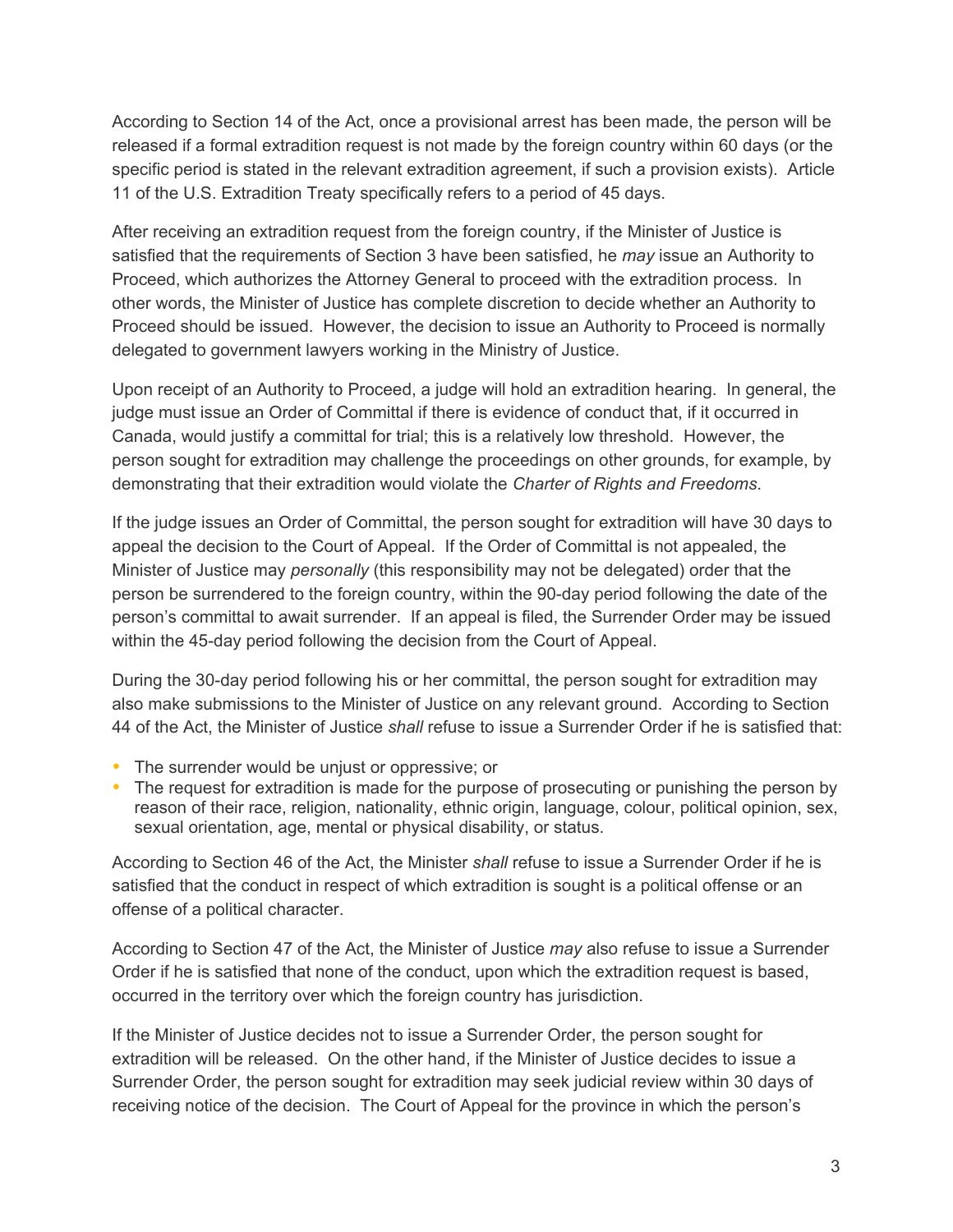According to Section 14 of the Act, once a provisional arrest has been made, the person will be released if a formal extradition request is not made by the foreign country within 60 days (or the specific period is stated in the relevant extradition agreement, if such a provision exists). Article 11 of the U.S. Extradition Treaty specifically refers to a period of 45 days.

After receiving an extradition request from the foreign country, if the Minister of Justice is satisfied that the requirements of Section 3 have been satisfied, he *may* issue an Authority to Proceed, which authorizes the Attorney General to proceed with the extradition process. In other words, the Minister of Justice has complete discretion to decide whether an Authority to Proceed should be issued. However, the decision to issue an Authority to Proceed is normally delegated to government lawyers working in the Ministry of Justice.

Upon receipt of an Authority to Proceed, a judge will hold an extradition hearing. In general, the judge must issue an Order of Committal if there is evidence of conduct that, if it occurred in Canada, would justify a committal for trial; this is a relatively low threshold. However, the person sought for extradition may challenge the proceedings on other grounds, for example, by demonstrating that their extradition would violate the *Charter of Rights and Freedoms*.

If the judge issues an Order of Committal, the person sought for extradition will have 30 days to appeal the decision to the Court of Appeal. If the Order of Committal is not appealed, the Minister of Justice may *personally* (this responsibility may not be delegated) order that the person be surrendered to the foreign country, within the 90-day period following the date of the person's committal to await surrender. If an appeal is filed, the Surrender Order may be issued within the 45-day period following the decision from the Court of Appeal.

During the 30-day period following his or her committal, the person sought for extradition may also make submissions to the Minister of Justice on any relevant ground. According to Section 44 of the Act, the Minister of Justice *shall* refuse to issue a Surrender Order if he is satisfied that:

- The surrender would be unjust or oppressive; or
- The request for extradition is made for the purpose of prosecuting or punishing the person by reason of their race, religion, nationality, ethnic origin, language, colour, political opinion, sex, sexual orientation, age, mental or physical disability, or status.

According to Section 46 of the Act, the Minister *shall* refuse to issue a Surrender Order if he is satisfied that the conduct in respect of which extradition is sought is a political offense or an offense of a political character.

According to Section 47 of the Act, the Minister of Justice *may* also refuse to issue a Surrender Order if he is satisfied that none of the conduct, upon which the extradition request is based, occurred in the territory over which the foreign country has jurisdiction.

If the Minister of Justice decides not to issue a Surrender Order, the person sought for extradition will be released. On the other hand, if the Minister of Justice decides to issue a Surrender Order, the person sought for extradition may seek judicial review within 30 days of receiving notice of the decision. The Court of Appeal for the province in which the person's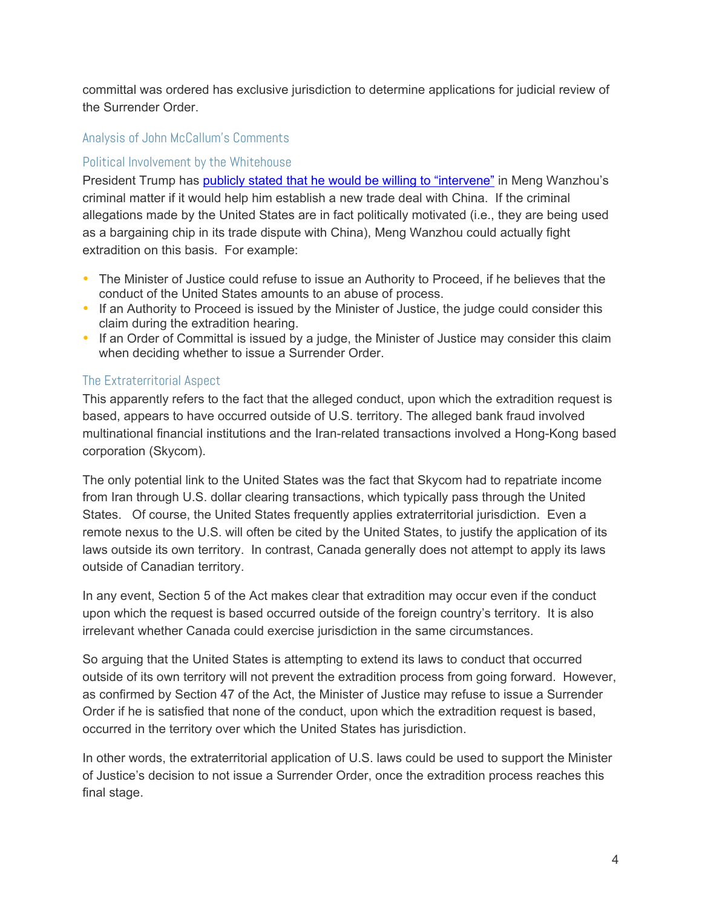committal was ordered has exclusive jurisdiction to determine applications for judicial review of the Surrender Order.

## Analysis of John McCallum's Comments

### Political Involvement by the Whitehouse

President Trump has publicly stated that he would be willing to "intervene" in Meng Wanzhou's criminal matter if it would help him establish a new trade deal with China. If the criminal allegations made by the United States are in fact politically motivated (i.e., they are being used as a bargaining chip in its trade dispute with China), Meng Wanzhou could actually fight extradition on this basis. For example:

- The Minister of Justice could refuse to issue an Authority to Proceed, if he believes that the conduct of the United States amounts to an abuse of process.
- If an Authority to Proceed is issued by the Minister of Justice, the judge could consider this claim during the extradition hearing.
- If an Order of Committal is issued by a judge, the Minister of Justice may consider this claim when deciding whether to issue a Surrender Order.

### The Extraterritorial Aspect

This apparently refers to the fact that the alleged conduct, upon which the extradition request is based, appears to have occurred outside of U.S. territory. The alleged bank fraud involved multinational financial institutions and the Iran-related transactions involved a Hong-Kong based corporation (Skycom).

The only potential link to the United States was the fact that Skycom had to repatriate income from Iran through U.S. dollar clearing transactions, which typically pass through the United States. Of course, the United States frequently applies extraterritorial jurisdiction. Even a remote nexus to the U.S. will often be cited by the United States, to justify the application of its laws outside its own territory. In contrast, Canada generally does not attempt to apply its laws outside of Canadian territory.

In any event, Section 5 of the Act makes clear that extradition may occur even if the conduct upon which the request is based occurred outside of the foreign country's territory. It is also irrelevant whether Canada could exercise jurisdiction in the same circumstances.

So arguing that the United States is attempting to extend its laws to conduct that occurred outside of its own territory will not prevent the extradition process from going forward. However, as confirmed by Section 47 of the Act, the Minister of Justice may refuse to issue a Surrender Order if he is satisfied that none of the conduct, upon which the extradition request is based, occurred in the territory over which the United States has jurisdiction.

In other words, the extraterritorial application of U.S. laws could be used to support the Minister of Justice's decision to not issue a Surrender Order, once the extradition process reaches this final stage.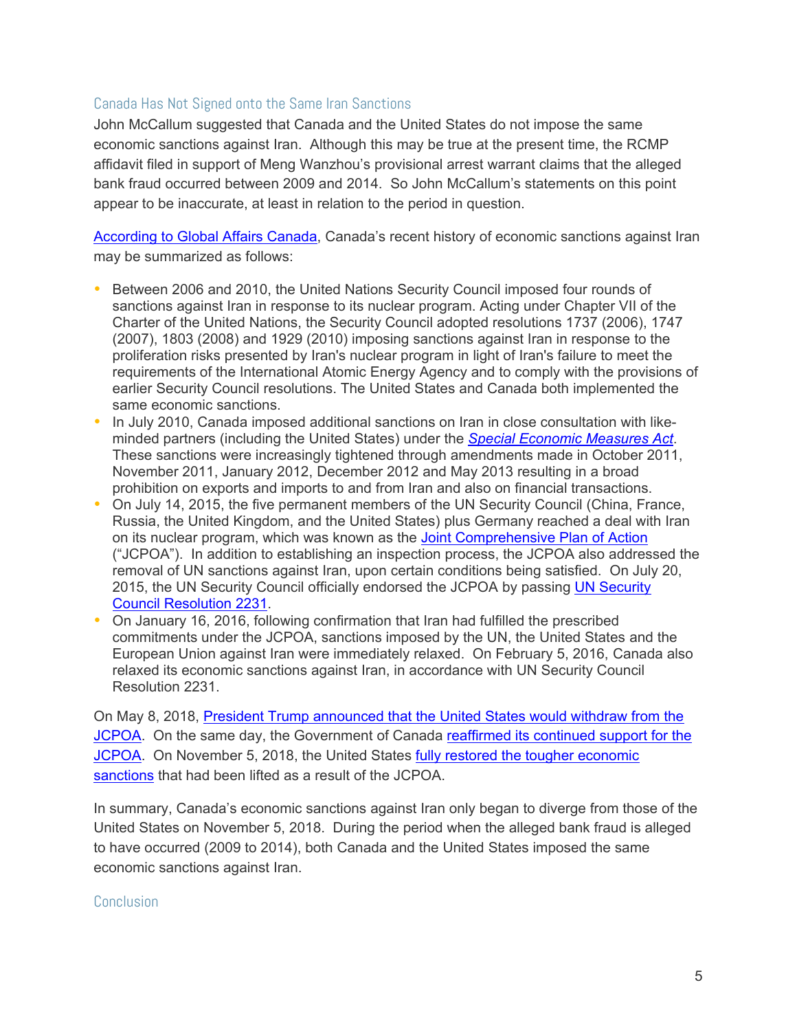## Canada Has Not Signed onto the Same Iran Sanctions

John McCallum suggested that Canada and the United States do not impose the same economic sanctions against Iran. Although this may be true at the present time, the RCMP affidavit filed in support of Meng Wanzhou's provisional arrest warrant claims that the alleged bank fraud occurred between 2009 and 2014. So John McCallum's statements on this point appear to be inaccurate, at least in relation to the period in question.

According to Global Affairs Canada, Canada's recent history of economic sanctions against Iran may be summarized as follows:

- Between 2006 and 2010, the United Nations Security Council imposed four rounds of sanctions against Iran in response to its nuclear program. Acting under Chapter VII of the Charter of the United Nations, the Security Council adopted resolutions 1737 (2006), 1747 (2007), 1803 (2008) and 1929 (2010) imposing sanctions against Iran in response to the proliferation risks presented by Iran's nuclear program in light of Iran's failure to meet the requirements of the International Atomic Energy Agency and to comply with the provisions of earlier Security Council resolutions. The United States and Canada both implemented the same economic sanctions.
- In July 2010, Canada imposed additional sanctions on Iran in close consultation with like-minded partners (including the United States) under the *Special Economic Measures Act*. These sanctions were increasingly tightened through amendments made in October 2011, November 2011, January 2012, December 2012 and May 2013 resulting in a broad prohibition on exports and imports to and from Iran and also on financial transactions.
- On July 14, 2015, the five permanent members of the UN Security Council (China, France, Russia, the United Kingdom, and the United States) plus Germany reached a deal with Iran on its nuclear program, which was known as the Joint Comprehensive Plan of Action ("JCPOA"). In addition to establishing an inspection process, the JCPOA also addressed the removal of UN sanctions against Iran, upon certain conditions being satisfied. On July 20, 2015, the UN Security Council officially endorsed the JCPOA by passing UN Security Council Resolution 2231.
- On January 16, 2016, following confirmation that Iran had fulfilled the prescribed commitments under the JCPOA, sanctions imposed by the UN, the United States and the European Union against Iran were immediately relaxed. On February 5, 2016, Canada also relaxed its economic sanctions against Iran, in accordance with UN Security Council Resolution 2231.

On May 8, 2018, President Trump announced that the United States would withdraw from the JCPOA. On the same day, the Government of Canada reaffirmed its continued support for the JCPOA. On November 5, 2018, the United States fully restored the tougher economic sanctions that had been lifted as a result of the JCPOA.

In summary, Canada's economic sanctions against Iran only began to diverge from those of the United States on November 5, 2018. During the period when the alleged bank fraud is alleged to have occurred (2009 to 2014), both Canada and the United States imposed the same economic sanctions against Iran.

## Conclusion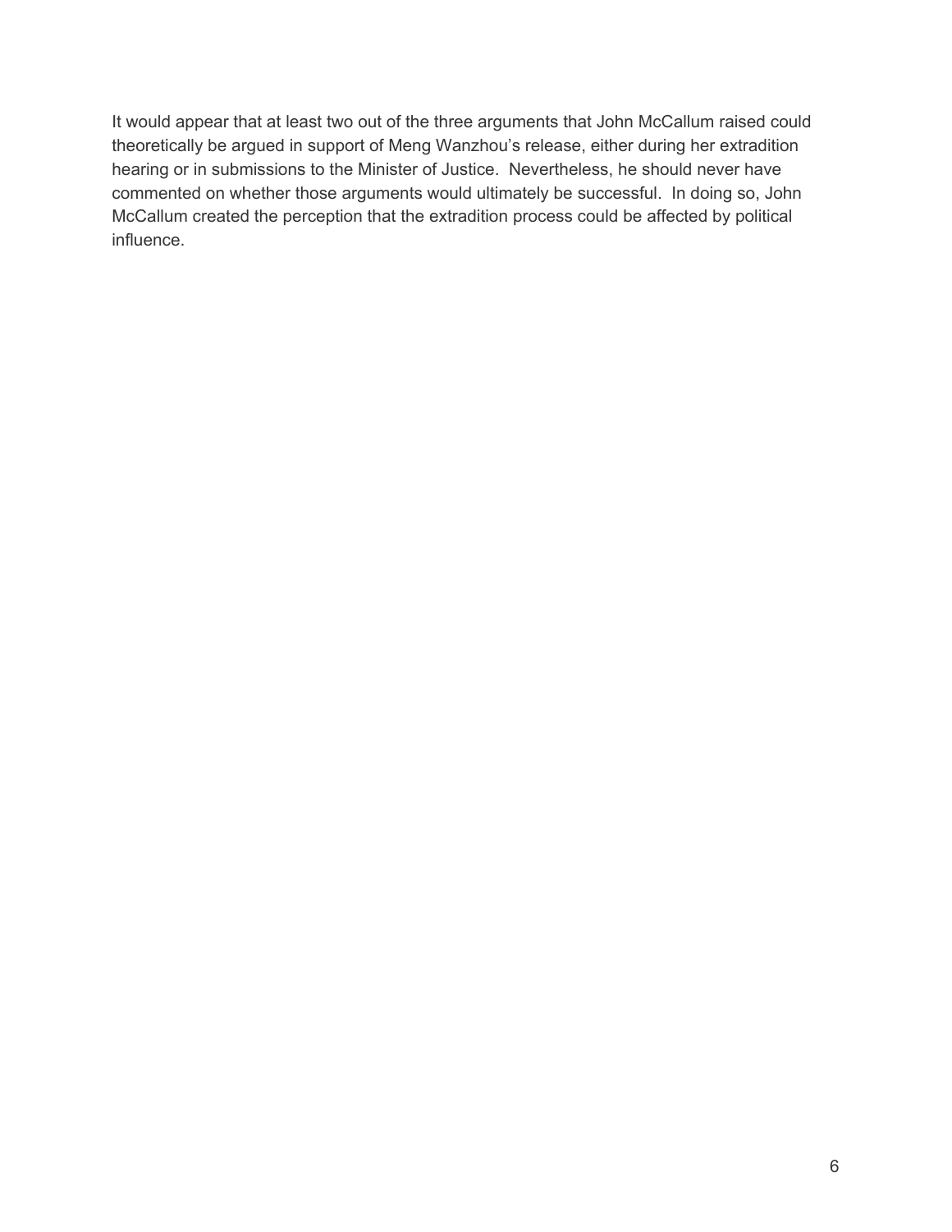It would appear that at least two out of the three arguments that John McCallum raised could theoretically be argued in support of Meng Wanzhou's release, either during her extradition hearing or in submissions to the Minister of Justice. Nevertheless, he should never have commented on whether those arguments would ultimately be successful. In doing so, John McCallum created the perception that the extradition process could be affected by political influence.